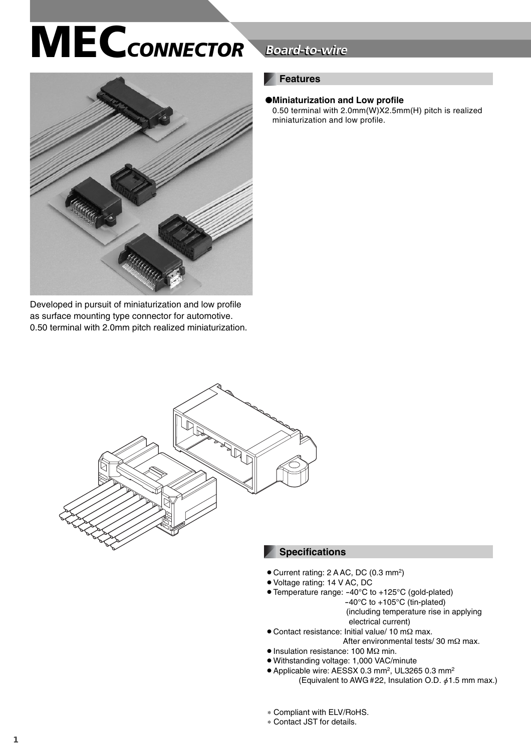# MEC CONNECTOR

*Board-to-wire*

Developed in pursuit of miniaturization and low profile as surface mounting type connector for automotive.
0.50 terminal with 2.0mm pitch realized miniaturization.

## Features

●**Miniaturization and Low profile**
0.50 terminal with 2.0mm(W)X2.5mm(H) pitch is realized miniaturization and low profile.

## Specifications

- Current rating: 2 A AC, DC (0.3 mm$^2$)
- Voltage rating: 14 V AC, DC
- Temperature range: -40°C to +125°C (gold-plated)
  -40°C to +105°C (tin-plated)
  (including temperature rise in applying electrical current)
- Contact resistance: Initial value/ 10 mΩ max.
  After environmental tests/ 30 mΩ max.
- Insulation resistance: 100 MΩ min.
- Withstanding voltage: 1,000 VAC/minute
- Applicable wire: AESSX 0.3 mm$^2$, UL3265 0.3 mm$^2$
  (Equivalent to AWG #22, Insulation O.D. $\phi$1.5 mm max.)

* Compliant with ELV/RoHS.
* Contact JST for details.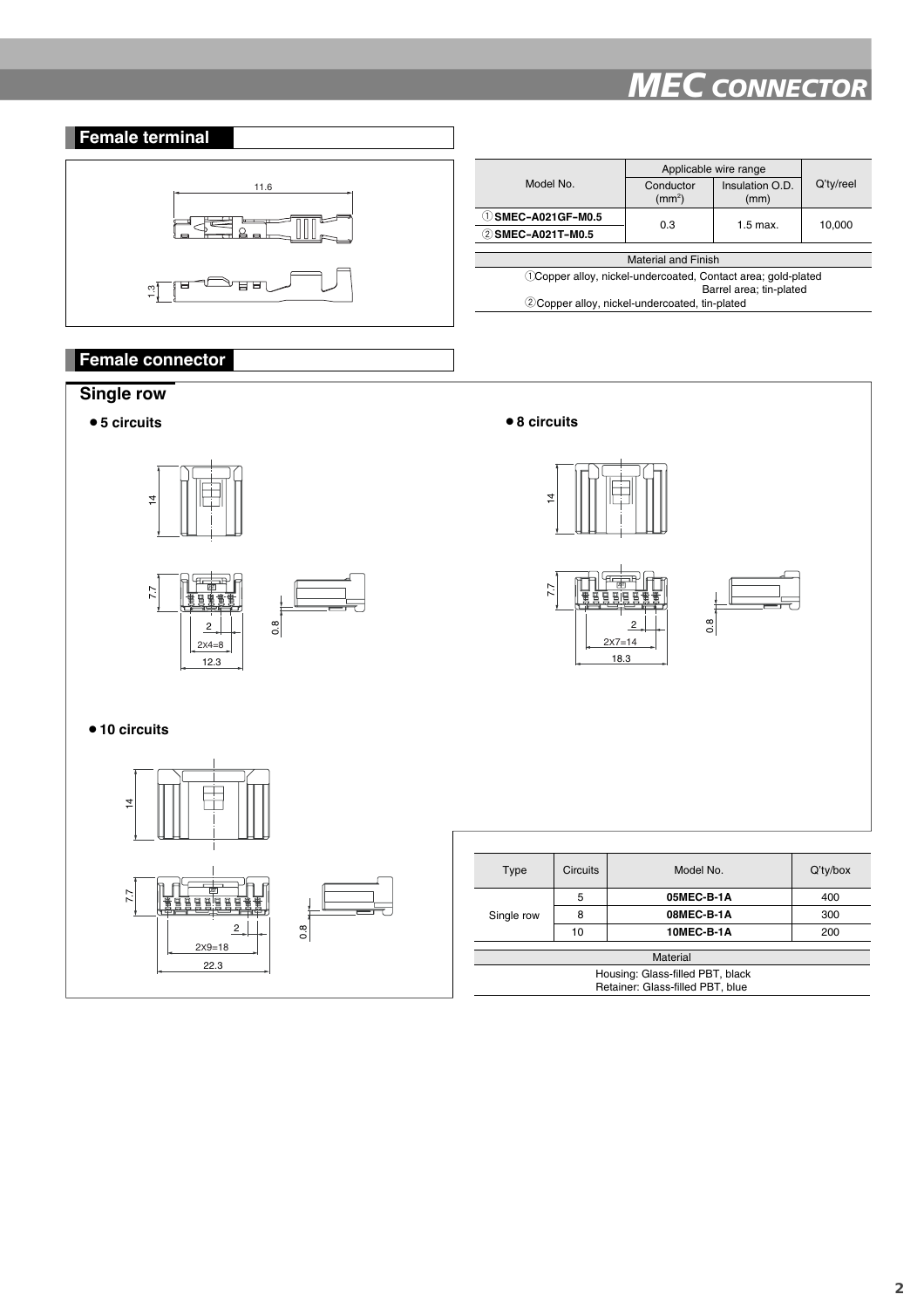## Female terminal

| Model No. | Applicable wire range | | Q'ty/reel |
|---|---|---|---|
| | Conductor ($mm^2$) | Insulation O.D. (mm) | |
| ① SMEC-A021GF-M0.5 | 0.3 | 1.5 max. | 10,000 |
| ② SMEC-A021T-M0.5 | | | |

| Material and Finish |
|---|
| ①Copper alloy, nickel-undercoated, Contact area; gold-plated Barrel area; tin-plated |
| ②Copper alloy, nickel-undercoated, tin-plated |

## Female connector

### Single row

- 5 circuits
- 8 circuits
- 10 circuits

| Type | Circuits | Model No. | Q'ty/box |
|---|---|---|---|
| Single row | 5 | **05MEC-B-1A** | 400 |
| | 8 | **08MEC-B-1A** | 300 |
| | 10 | **10MEC-B-1A** | 200 |

| Material |
|---|
| Housing: Glass-filled PBT, black<br>Retainer: Glass-filled PBT, blue |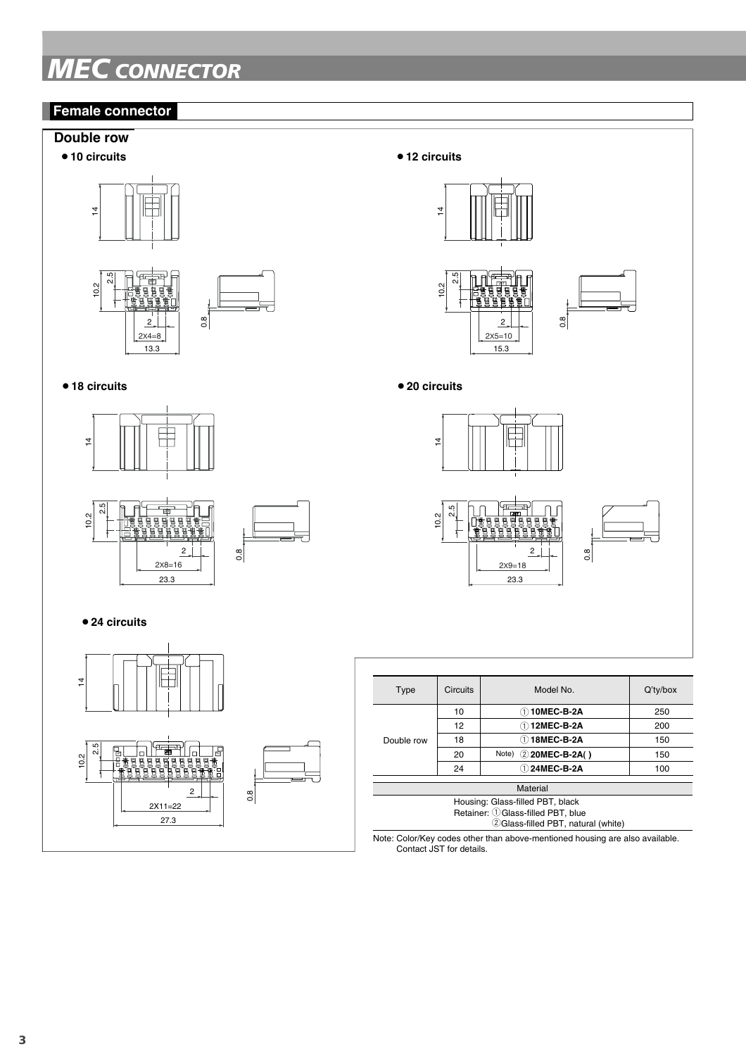# MEC CONNECTOR

## Female connector

### Double row

- 10 circuits
- 12 circuits
- 18 circuits
- 20 circuits
- 24 circuits

| Type | Circuits | Model No. | Q'ty/box |
|---|---|---|---|
| Double row | 10 | ① **10MEC-B-2A** | 250 |
| | 12 | ① **12MEC-B-2A** | 200 |
| | 18 | ① **18MEC-B-2A** | 150 |
| | 20 | Note) ② **20MEC-B-2A( )** | 150 |
| | 24 | ① **24MEC-B-2A** | 100 |

Material

Housing: Glass-filled PBT, black
Retainer: ①Glass-filled PBT, blue
②Glass-filled PBT, natural (white)

Note: Color/Key codes other than above-mentioned housing are also available. Contact JST for details.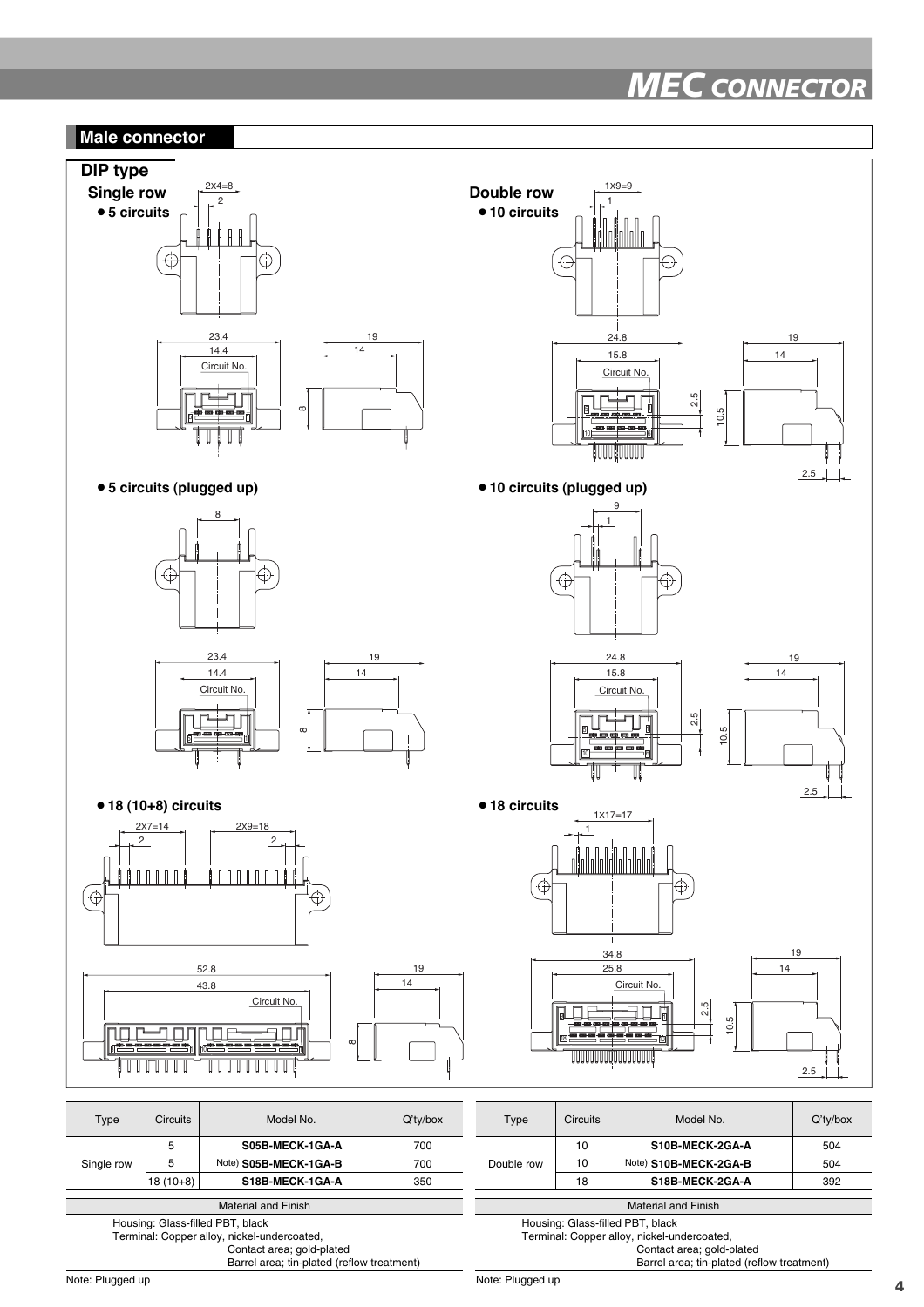## Male connector

### DIP type

**Single row**

- 5 circuits

2X4=8, 2, 23.4, 14.4, Circuit No., 19, 14, 8

- 5 circuits (plugged up)

8, 23.4, 14.4, Circuit No., 19, 14, 8

- 18 (10+8) circuits

2X7=14, 2, 2X9=18, 2, 52.8, 43.8, Circuit No., 19, 14, 8

**Double row**

- 10 circuits

1X9=9, 1, 24.8, 15.8, Circuit No., 2.5, 10.5, 19, 14, 2.5

- 10 circuits (plugged up)

9, 1, 24.8, 15.8, Circuit No., 2.5, 10.5, 19, 14, 2.5

- 18 circuits

1X17=17, 1, 34.8, 25.8, Circuit No., 2.5, 10.5, 19, 14, 2.5

| Type | Circuits | Model No. | Q'ty/box |
|---|---|---|---|
| Single row | 5 | **S05B-MECK-1GA-A** | 700 |
| | 5 | Note) **S05B-MECK-1GA-B** | 700 |
| | 18 (10+8) | **S18B-MECK-1GA-A** | 350 |

**Material and Finish**

Housing: Glass-filled PBT, black
Terminal: Copper alloy, nickel-undercoated,
Contact area; gold-plated
Barrel area; tin-plated (reflow treatment)

Note: Plugged up

| Type | Circuits | Model No. | Q'ty/box |
|---|---|---|---|
| Double row | 10 | **S10B-MECK-2GA-A** | 504 |
| | 10 | Note) **S10B-MECK-2GA-B** | 504 |
| | 18 | **S18B-MECK-2GA-A** | 392 |

**Material and Finish**

Housing: Glass-filled PBT, black
Terminal: Copper alloy, nickel-undercoated,
Contact area; gold-plated
Barrel area; tin-plated (reflow treatment)

Note: Plugged up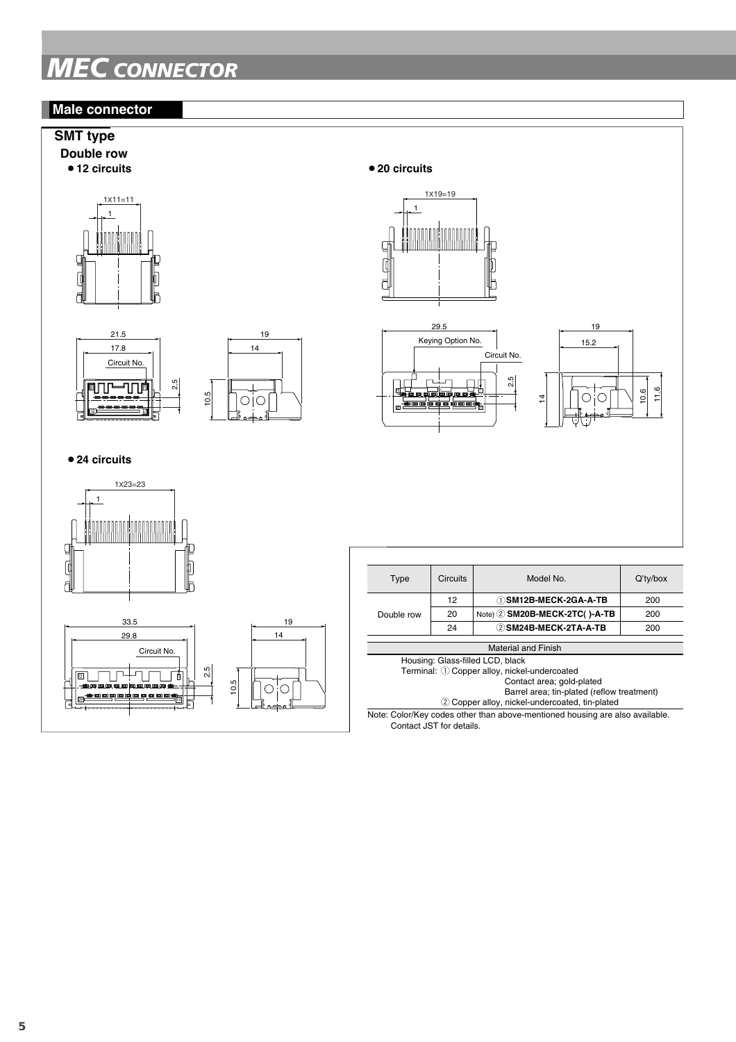# MEC CONNECTOR

## Male connector

### SMT type

**Double row**

- **12 circuits**

1X11=11

1

21.5

17.8

Circuit No.

2.5

19

14

10.5

- **20 circuits**

1X19=19

1

29.5

Keying Option No.

Circuit No.

2.5

19

15.2

14

10.6

11.6

- **24 circuits**

1X23=23

1

33.5

29.8

Circuit No.

2.5

19

14

10.5

| Type | Circuits | Model No. | Q'ty/box |
|---|---|---|---|
| Double row | 12 | ① **SM12B-MECK-2GA-A-TB** | 200 |
| | 20 | Note) ② **SM20B-MECK-2TC( )-A-TB** | 200 |
| | 24 | ② **SM24B-MECK-2TA-A-TB** | 200 |

**Material and Finish**

Housing: Glass-filled LCD, black
Terminal: ① Copper alloy, nickel-undercoated
Contact area; gold-plated
Barrel area; tin-plated (reflow treatment)
② Copper alloy, nickel-undercoated, tin-plated

Note: Color/Key codes other than above-mentioned housing are also available.
Contact JST for details.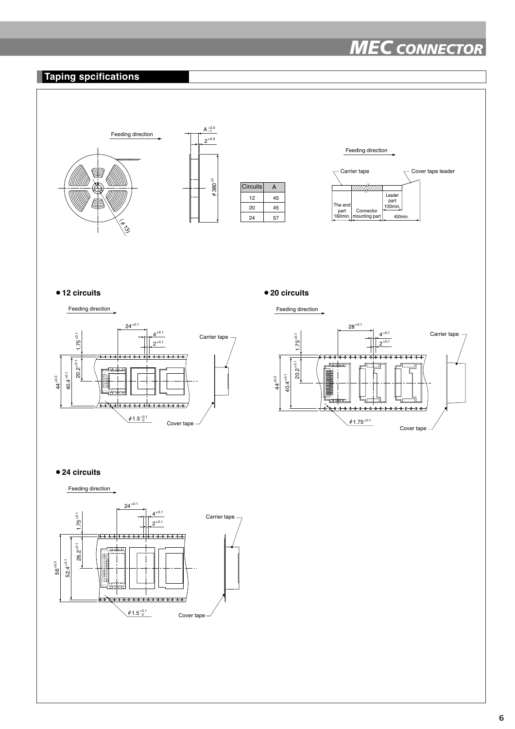## Taping spcifications

Feeding direction

A $^{+2.5}_{-1}$

2 $^{\pm0.5}$

$\phi$380 $^{\pm2}$

($\phi$13)

| Circuits | A |
| --- | --- |
| 12 | 45 |
| 20 | 45 |
| 24 | 57 |

Feeding direction

Carrier tape

Cover tape leader

The end part 160min.

Connector mounting part

Leader part 100min.

400min.

### ● 12 circuits

Feeding direction

$24^{\pm0.1}$

$4^{\pm0.1}$

$2^{\pm0.1}$

$1.75^{\pm0.1}$

$20.2^{\pm0.1}$

$44^{\pm0.3}$

$40.4^{\pm0.1}$

$\phi1.5^{+0.1}_{0}$

Carrier tape

Cover tape

### ● 20 circuits

Feeding direction

$28^{\pm0.1}$

$4^{\pm0.1}$

$2^{\pm0.1}$

$1.75^{\pm0.1}$

$20.2^{\pm0.1}$

$44^{\pm0.3}$

$40.4^{\pm0.1}$

$\phi1.75^{\pm0.1}$

Carrier tape

Cover tape

### ● 24 circuits

Feeding direction

$24^{\pm0.1}$

$4^{\pm0.1}$

$2^{\pm0.1}$

$1.75^{\pm0.1}$

$26.2^{\pm0.1}$

$56^{\pm0.3}$

$52.4^{\pm0.1}$

$\phi1.5^{+0.1}_{0}$

Carrier tape

Cover tape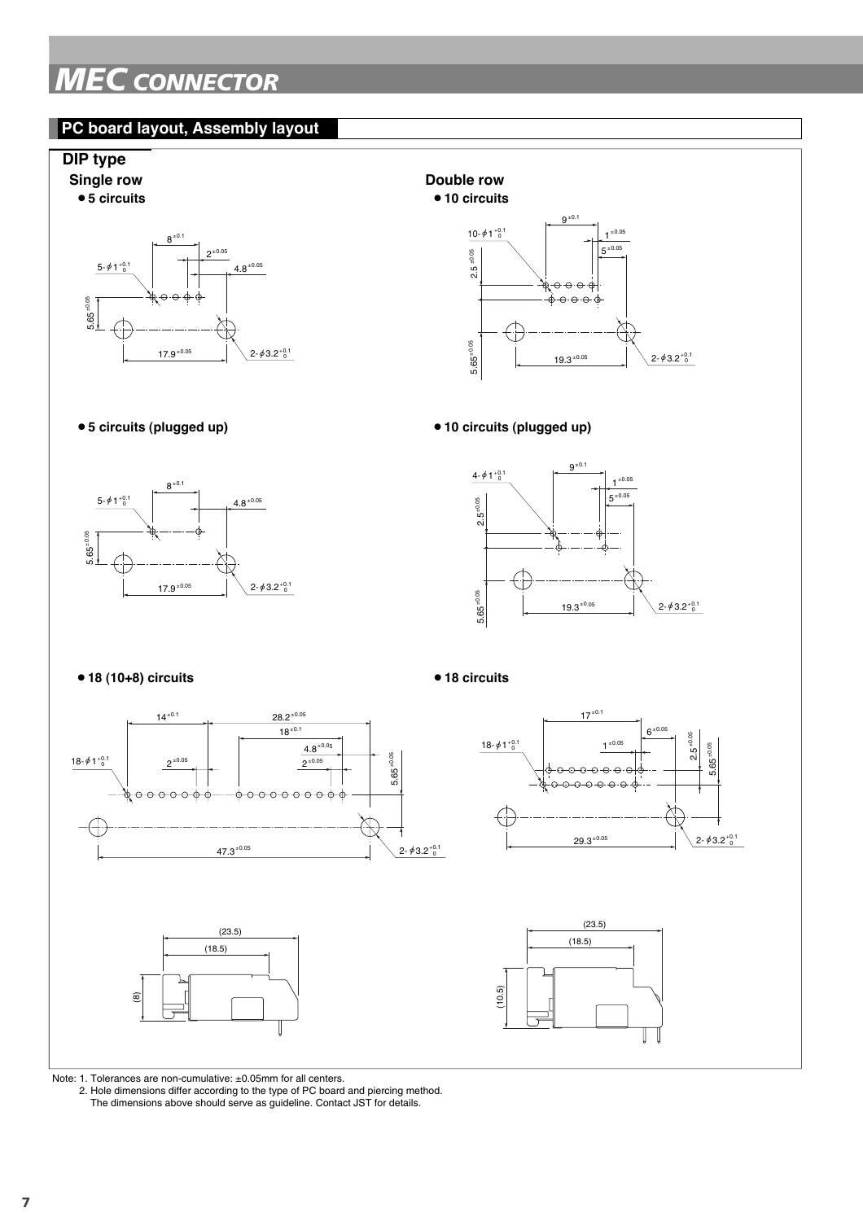# MEC CONNECTOR

## PC board layout, Assembly layout

### DIP type

**Single row**

- **5 circuits**

$8^{\pm 0.1}$, $2^{\pm 0.05}$, $5\text{-}\phi 1^{+0.1}_{0}$, $4.8^{\pm 0.05}$, $5.65^{\pm 0.05}$, $17.9^{\pm 0.05}$, $2\text{-}\phi 3.2^{+0.1}_{0}$

- **5 circuits (plugged up)**

$8^{\pm 0.1}$, $5\text{-}\phi 1^{+0.1}_{0}$, $4.8^{\pm 0.05}$, $5.65^{\pm 0.05}$, $17.9^{\pm 0.05}$, $2\text{-}\phi 3.2^{+0.1}_{0}$

- **18 (10+8) circuits**

$14^{\pm 0.1}$, $28.2^{\pm 0.05}$, $18^{\pm 0.1}$, $4.8^{\pm 0.05}$, $18\text{-}\phi 1^{+0.1}_{0}$, $2^{\pm 0.05}$, $2^{\pm 0.05}$, $5.65^{\pm 0.05}$, $47.3^{\pm 0.05}$, $2\text{-}\phi 3.2^{+0.1}_{0}$

(23.5), (18.5), (8)

**Double row**

- **10 circuits**

$9^{\pm 0.1}$, $10\text{-}\phi 1^{+0.1}_{0}$, $1^{\pm 0.05}$, $5^{\pm 0.05}$, $2.5^{\pm 0.05}$, $5.65^{\pm 0.05}$, $19.3^{\pm 0.05}$, $2\text{-}\phi 3.2^{+0.1}_{0}$

- **10 circuits (plugged up)**

$9^{\pm 0.1}$, $4\text{-}\phi 1^{+0.1}_{0}$, $1^{\pm 0.05}$, $5^{\pm 0.05}$, $2.5^{\pm 0.05}$, $5.65^{\pm 0.05}$, $19.3^{\pm 0.05}$, $2\text{-}\phi 3.2^{+0.1}_{0}$

- **18 circuits**

$17^{\pm 0.1}$, $6^{\pm 0.05}$, $18\text{-}\phi 1^{+0.1}_{0}$, $1^{\pm 0.05}$, $2.5^{\pm 0.05}$, $5.65^{\pm 0.05}$, $29.3^{\pm 0.05}$, $2\text{-}\phi 3.2^{+0.1}_{0}$

(23.5), (18.5), (10.5)

Note: 1. Tolerances are non-cumulative: ±0.05mm for all centers.
2. Hole dimensions differ according to the type of PC board and piercing method.
The dimensions above should serve as guideline. Contact JST for details.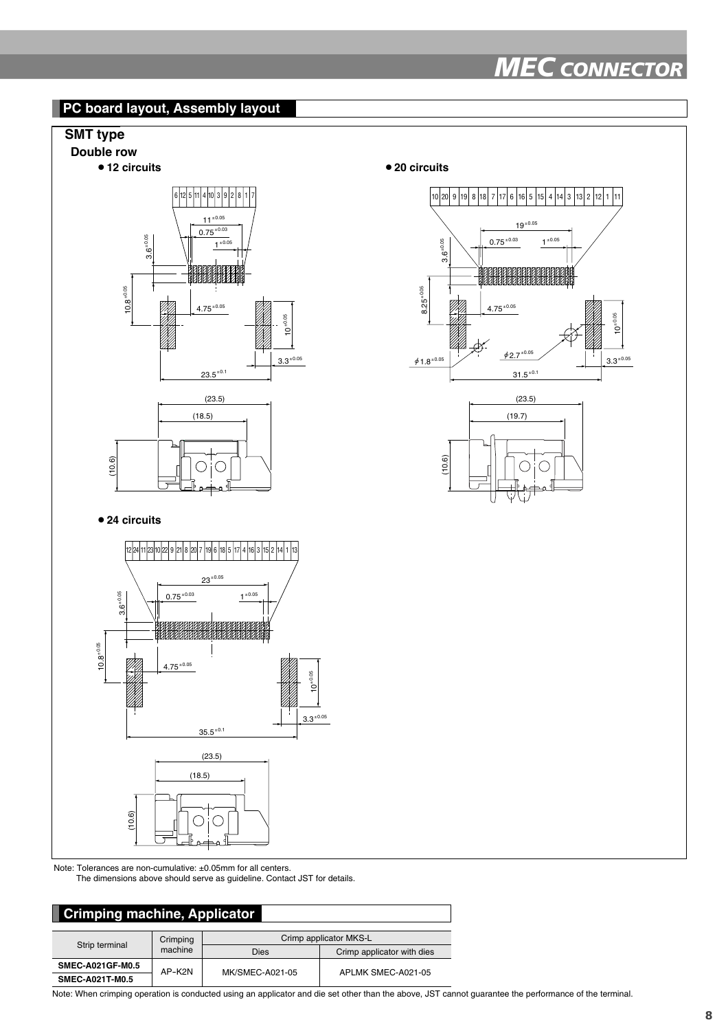## PC board layout, Assembly layout

### SMT type

**Double row**

● 12 circuits

6 12 5 11 4 10 3 9 2 8 1 7

$11^{\pm 0.05}$

$0.75^{\pm 0.03}$

$1^{\pm 0.05}$

$3.6^{\pm 0.05}$

$10.8^{\pm 0.05}$

$4.75^{\pm 0.05}$

$10^{\pm 0.05}$

$3.3^{\pm 0.05}$

$23.5^{\pm 0.1}$

(23.5)

(18.5)

(10.6)

● 20 circuits

10 20 9 19 8 18 7 17 6 16 5 15 4 14 3 13 2 12 1 11

$19^{\pm 0.05}$

$0.75^{\pm 0.03}$

$1^{\pm 0.05}$

$3.6^{\pm 0.05}$

$8.25^{\pm 0.05}$

$4.75^{\pm 0.05}$

$10^{\pm 0.05}$

$\phi 1.8^{\pm 0.05}$

$\phi 2.7^{\pm 0.05}$

$3.3^{\pm 0.05}$

$31.5^{\pm 0.1}$

(23.5)

(19.7)

(10.6)

● 24 circuits

12 24 11 23 10 22 9 21 8 20 7 19 6 18 5 17 4 16 3 15 2 14 1 13

$23^{\pm 0.05}$

$0.75^{\pm 0.03}$

$1^{\pm 0.05}$

$3.6^{\pm 0.05}$

$10.8^{\pm 0.05}$

$4.75^{\pm 0.05}$

$10^{\pm 0.05}$

$3.3^{\pm 0.05}$

$35.5^{\pm 0.1}$

(23.5)

(18.5)

(10.6)

Note: Tolerances are non-cumulative: ±0.05mm for all centers.
The dimensions above should serve as guideline. Contact JST for details.

## Crimping machine, Applicator

| Strip terminal | Crimping machine | Crimp applicator MKS-L | |
|---|---|---|---|
| | | Dies | Crimp applicator with dies |
| **SMEC-A021GF-M0.5** | AP-K2N | MK/SMEC-A021-05 | APLMK SMEC-A021-05 |
| **SMEC-A021T-M0.5** | | | |

Note: When crimping operation is conducted using an applicator and die set other than the above, JST cannot guarantee the performance of the terminal.